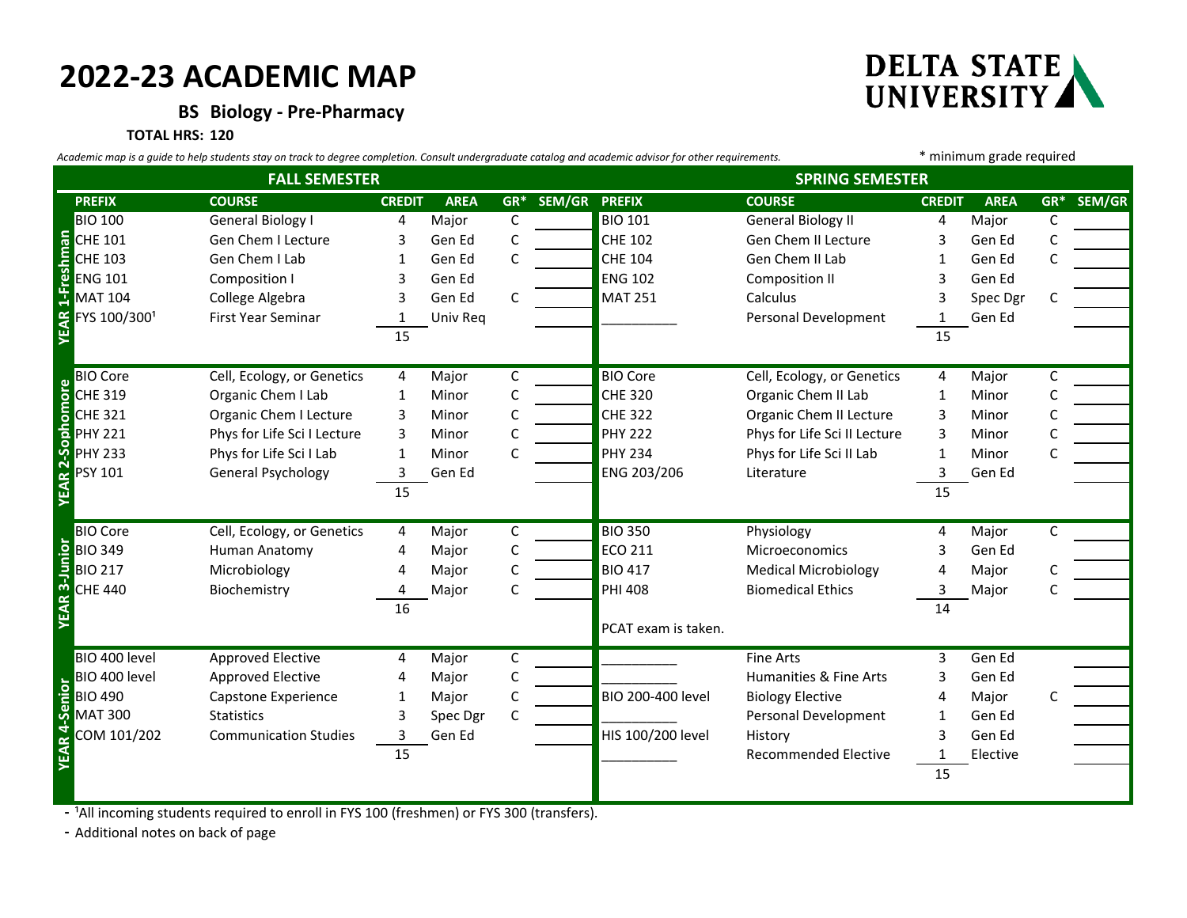# 2022-23 ACADEMIC MAP

**DELTA STATE UNIVERSITY**

## BS Biology - Pre-Pharmacy

**TOTAL HRS: 120**

*Academic map is a guide to help students stay on track to degree completion. Consult undergraduate catalog and academic advisor for other requirements.*

\* minimum grade required

| | FALL SEMESTER | | | | | | SPRING SEMESTER | | | | | |
|---|---|---|---|---|---|---|---|---|---|---|---|---|
| | PREFIX | COURSE | CREDIT | AREA | GR* | SEM/GR | PREFIX | COURSE | CREDIT | AREA | GR* | SEM/GR |
| YEAR 1-Freshman | BIO 100 | General Biology I | 4 | Major | C | | BIO 101 | General Biology II | 4 | Major | C | |
| | CHE 101 | Gen Chem I Lecture | 3 | Gen Ed | C | | CHE 102 | Gen Chem II Lecture | 3 | Gen Ed | C | |
| | CHE 103 | Gen Chem I Lab | 1 | Gen Ed | C | | CHE 104 | Gen Chem II Lab | 1 | Gen Ed | C | |
| | ENG 101 | Composition I | 3 | Gen Ed | | | ENG 102 | Composition II | 3 | Gen Ed | | |
| | MAT 104 | College Algebra | 3 | Gen Ed | C | | MAT 251 | Calculus | 3 | Spec Dgr | C | |
| | FYS 100/300[1] | First Year Seminar | 1 | Univ Req | | | __________ | Personal Development | 1 | Gen Ed | | |
| | | | 15 | | | | | | 15 | | | |
| YEAR 2-Sophomore | BIO Core | Cell, Ecology, or Genetics | 4 | Major | C | | BIO Core | Cell, Ecology, or Genetics | 4 | Major | C | |
| | CHE 319 | Organic Chem I Lab | 1 | Minor | C | | CHE 320 | Organic Chem II Lab | 1 | Minor | C | |
| | CHE 321 | Organic Chem I Lecture | 3 | Minor | C | | CHE 322 | Organic Chem II Lecture | 3 | Minor | C | |
| | PHY 221 | Phys for Life Sci I Lecture | 3 | Minor | C | | PHY 222 | Phys for Life Sci II Lecture | 3 | Minor | C | |
| | PHY 233 | Phys for Life Sci I Lab | 1 | Minor | C | | PHY 234 | Phys for Life Sci II Lab | 1 | Minor | C | |
| | PSY 101 | General Psychology | 3 | Gen Ed | | | ENG 203/206 | Literature | 3 | Gen Ed | | |
| | | | 15 | | | | | | 15 | | | |
| YEAR 3-Junior | BIO Core | Cell, Ecology, or Genetics | 4 | Major | C | | BIO 350 | Physiology | 4 | Major | C | |
| | BIO 349 | Human Anatomy | 4 | Major | C | | ECO 211 | Microeconomics | 3 | Gen Ed | | |
| | BIO 217 | Microbiology | 4 | Major | C | | BIO 417 | Medical Microbiology | 4 | Major | C | |
| | CHE 440 | Biochemistry | 4 | Major | C | | PHI 408 | Biomedical Ethics | 3 | Major | C | |
| | | | 16 | | | | | | 14 | | | |
| | | | | | | | PCAT exam is taken. | | | | | |
| YEAR 4-Senior | BIO 400 level | Approved Elective | 4 | Major | C | | __________ | Fine Arts | 3 | Gen Ed | | |
| | BIO 400 level | Approved Elective | 4 | Major | C | | __________ | Humanities & Fine Arts | 3 | Gen Ed | | |
| | BIO 490 | Capstone Experience | 1 | Major | C | | BIO 200-400 level | Biology Elective | 4 | Major | C | |
| | MAT 300 | Statistics | 3 | Spec Dgr | C | | __________ | Personal Development | 1 | Gen Ed | | |
| | COM 101/202 | Communication Studies | 3 | Gen Ed | | | HIS 100/200 level | History | 3 | Gen Ed | | |
| | | | 15 | | | | __________ | Recommended Elective | 1 | Elective | | |
| | | | | | | | | | 15 | | | |

- [1]All incoming students required to enroll in FYS 100 (freshmen) or FYS 300 (transfers).
- Additional notes on back of page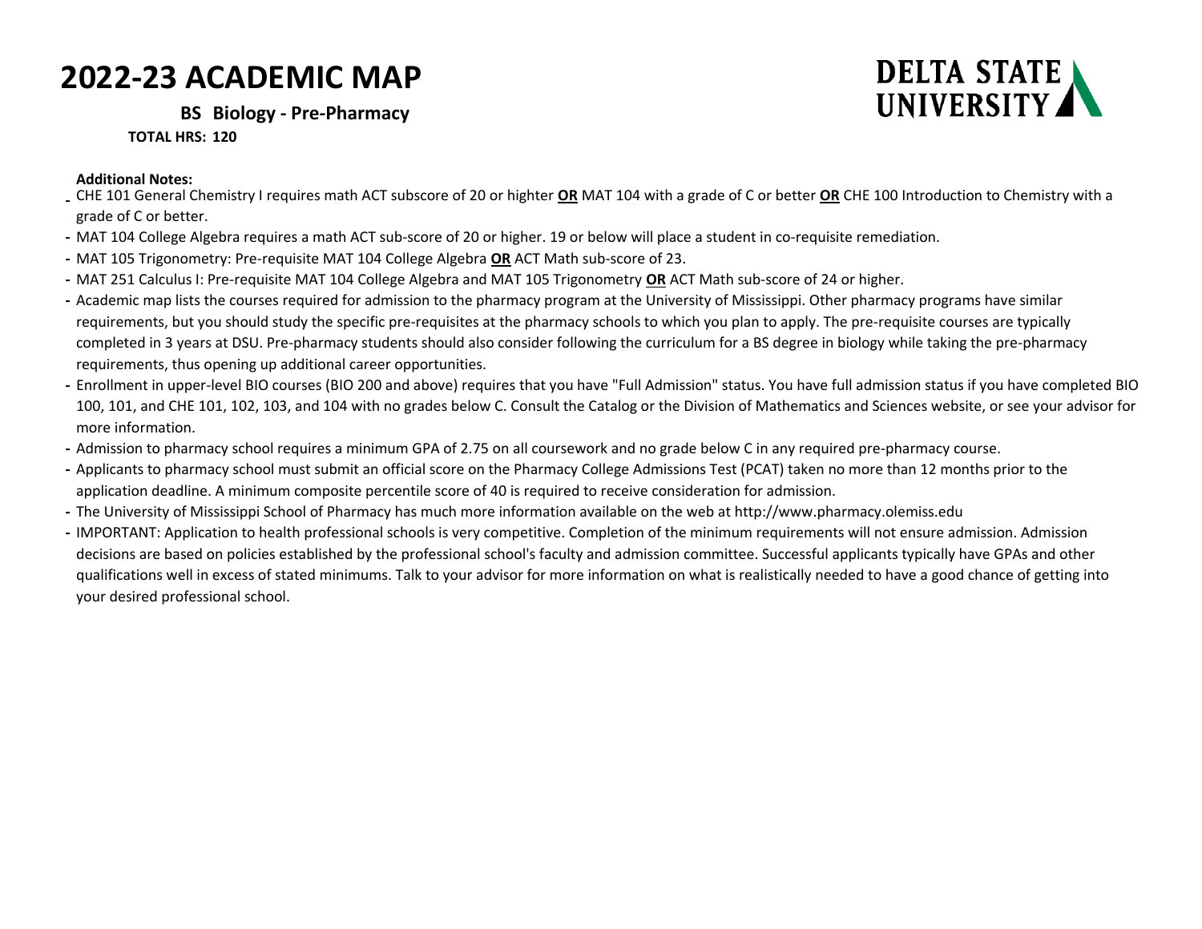# 2022-23 ACADEMIC MAP

**BS Biology - Pre-Pharmacy**

**TOTAL HRS: 120**

DELTA STATE UNIVERSITY

**Additional Notes:**

- CHE 101 General Chemistry I requires math ACT subscore of 20 or highter **OR** MAT 104 with a grade of C or better **OR** CHE 100 Introduction to Chemistry with a grade of C or better.
- MAT 104 College Algebra requires a math ACT sub-score of 20 or higher. 19 or below will place a student in co-requisite remediation.
- MAT 105 Trigonometry: Pre-requisite MAT 104 College Algebra **OR** ACT Math sub-score of 23.
- MAT 251 Calculus I: Pre-requisite MAT 104 College Algebra and MAT 105 Trigonometry **OR** ACT Math sub-score of 24 or higher.
- Academic map lists the courses required for admission to the pharmacy program at the University of Mississippi. Other pharmacy programs have similar requirements, but you should study the specific pre-requisites at the pharmacy schools to which you plan to apply. The pre-requisite courses are typically completed in 3 years at DSU. Pre-pharmacy students should also consider following the curriculum for a BS degree in biology while taking the pre-pharmacy requirements, thus opening up additional career opportunities.
- Enrollment in upper-level BIO courses (BIO 200 and above) requires that you have "Full Admission" status. You have full admission status if you have completed BIO 100, 101, and CHE 101, 102, 103, and 104 with no grades below C. Consult the Catalog or the Division of Mathematics and Sciences website, or see your advisor for more information.
- Admission to pharmacy school requires a minimum GPA of 2.75 on all coursework and no grade below C in any required pre-pharmacy course.
- Applicants to pharmacy school must submit an official score on the Pharmacy College Admissions Test (PCAT) taken no more than 12 months prior to the application deadline. A minimum composite percentile score of 40 is required to receive consideration for admission.
- The University of Mississippi School of Pharmacy has much more information available on the web at http://www.pharmacy.olemiss.edu
- IMPORTANT: Application to health professional schools is very competitive. Completion of the minimum requirements will not ensure admission. Admission decisions are based on policies established by the professional school's faculty and admission committee. Successful applicants typically have GPAs and other qualifications well in excess of stated minimums. Talk to your advisor for more information on what is realistically needed to have a good chance of getting into your desired professional school.